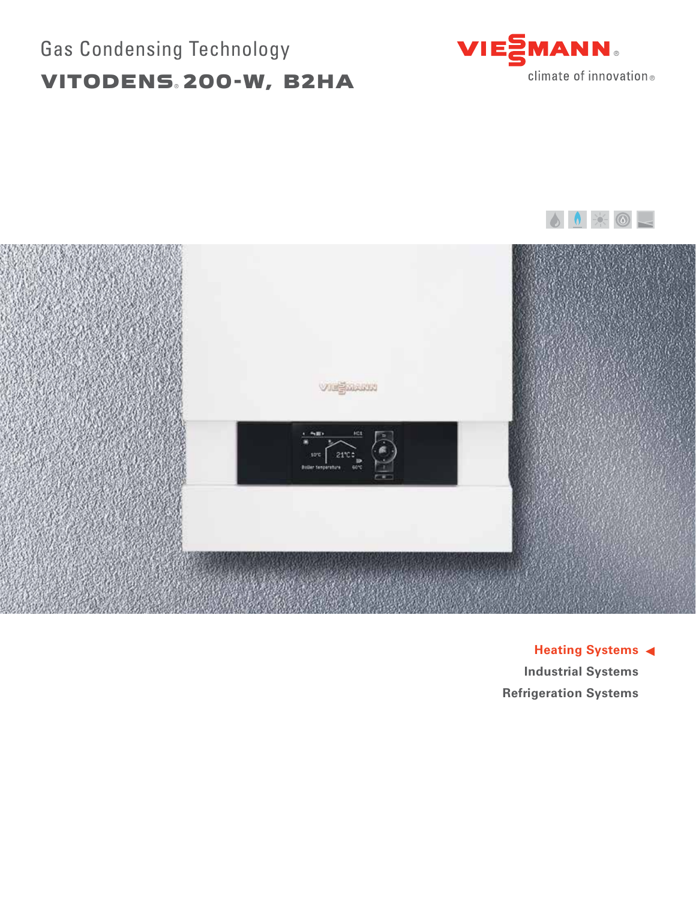Gas Condensing Technology

# VITODENS® 200-W, B2HA

VIESSMANN®

climate of innovation®

**Heating Systems** ◀

**Industrial Systems**

**Refrigeration Systems**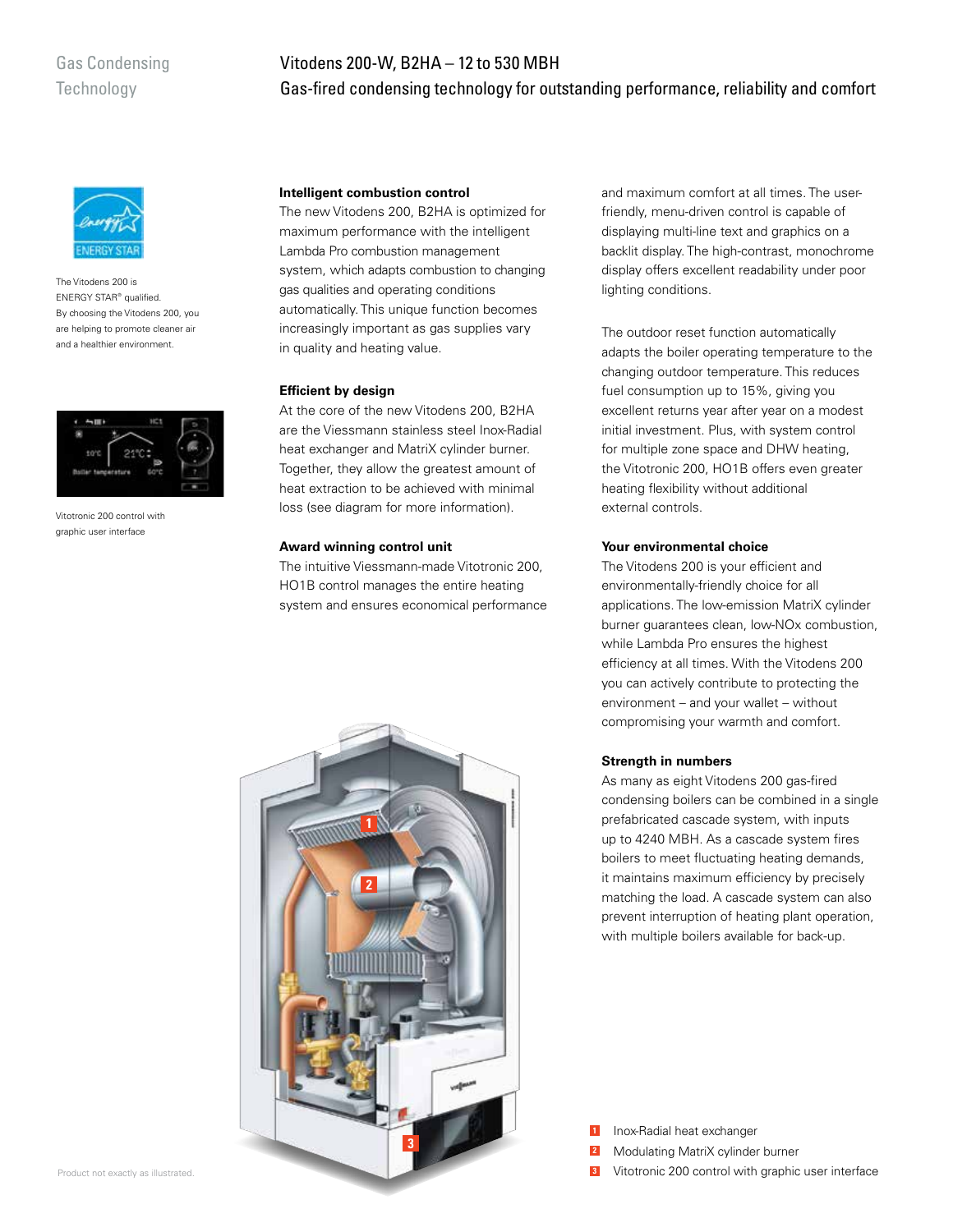Gas Condensing Technology

# Vitodens 200-W, B2HA – 12 to 530 MBH

## Gas-fired condensing technology for outstanding performance, reliability and comfort

The Vitodens 200 is ENERGY STAR® qualified. By choosing the Vitodens 200, you are helping to promote cleaner air and a healthier environment.

Vitotronic 200 control with graphic user interface

### Intelligent combustion control

The new Vitodens 200, B2HA is optimized for maximum performance with the intelligent Lambda Pro combustion management system, which adapts combustion to changing gas qualities and operating conditions automatically. This unique function becomes increasingly important as gas supplies vary in quality and heating value.

### Efficient by design

At the core of the new Vitodens 200, B2HA are the Viessmann stainless steel Inox-Radial heat exchanger and MatriX cylinder burner. Together, they allow the greatest amount of heat extraction to be achieved with minimal loss (see diagram for more information).

### Award winning control unit

The intuitive Viessmann-made Vitotronic 200, HO1B control manages the entire heating system and ensures economical performance and maximum comfort at all times. The user-friendly, menu-driven control is capable of displaying multi-line text and graphics on a backlit display. The high-contrast, monochrome display offers excellent readability under poor lighting conditions.

The outdoor reset function automatically adapts the boiler operating temperature to the changing outdoor temperature. This reduces fuel consumption up to 15%, giving you excellent returns year after year on a modest initial investment. Plus, with system control for multiple zone space and DHW heating, the Vitotronic 200, HO1B offers even greater heating flexibility without additional external controls.

### Your environmental choice

The Vitodens 200 is your efficient and environmentally-friendly choice for all applications. The low-emission MatriX cylinder burner guarantees clean, low-NOx combustion, while Lambda Pro ensures the highest efficiency at all times. With the Vitodens 200 you can actively contribute to protecting the environment – and your wallet – without compromising your warmth and comfort.

### Strength in numbers

As many as eight Vitodens 200 gas-fired condensing boilers can be combined in a single prefabricated cascade system, with inputs up to 4240 MBH. As a cascade system fires boilers to meet fluctuating heating demands, it maintains maximum efficiency by precisely matching the load. A cascade system can also prevent interruption of heating plant operation, with multiple boilers available for back-up.

1. Inox-Radial heat exchanger
2. Modulating MatriX cylinder burner
3. Vitotronic 200 control with graphic user interface

Product not exactly as illustrated.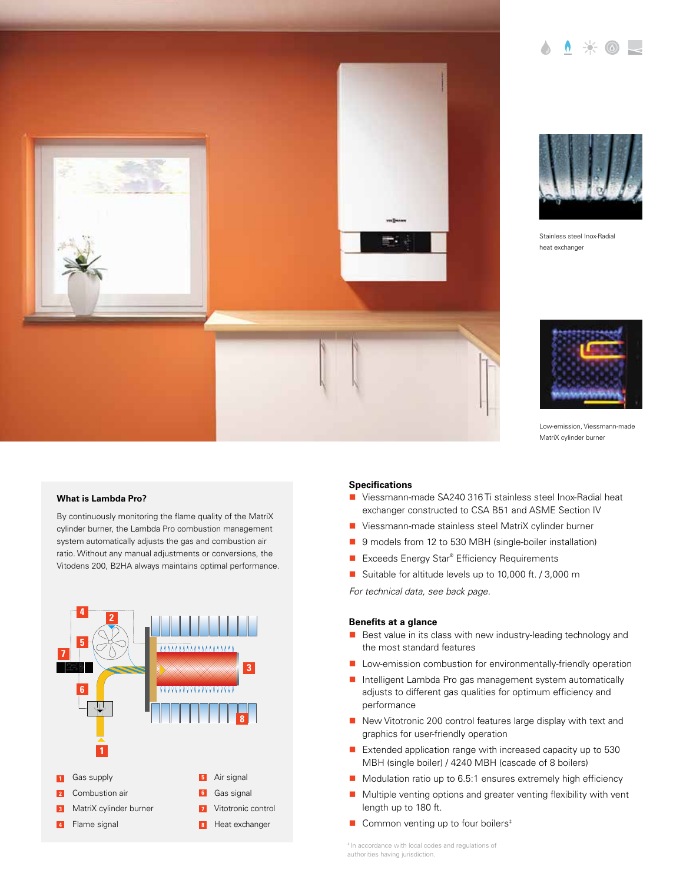Stainless steel Inox-Radial heat exchanger

Low-emission, Viessmann-made MatriX cylinder burner

### What is Lambda Pro?

By continuously monitoring the flame quality of the MatriX cylinder burner, the Lambda Pro combustion management system automatically adjusts the gas and combustion air ratio. Without any manual adjustments or conversions, the Vitodens 200, B2HA always maintains optimal performance.

1. Gas supply
2. Combustion air
3. MatriX cylinder burner
4. Flame signal
5. Air signal
6. Gas signal
7. Vitotronic control
8. Heat exchanger

### Specifications

- Viessmann-made SA240 316Ti stainless steel Inox-Radial heat exchanger constructed to CSA B51 and ASME Section IV
- Viessmann-made stainless steel MatriX cylinder burner
- 9 models from 12 to 530 MBH (single-boiler installation)
- Exceeds Energy Star® Efficiency Requirements
- Suitable for altitude levels up to 10,000 ft. / 3,000 m

*For technical data, see back page.*

### Benefits at a glance

- Best value in its class with new industry-leading technology and the most standard features
- Low-emission combustion for environmentally-friendly operation
- Intelligent Lambda Pro gas management system automatically adjusts to different gas qualities for optimum efficiency and performance
- New Vitotronic 200 control features large display with text and graphics for user-friendly operation
- Extended application range with increased capacity up to 530 MBH (single boiler) / 4240 MBH (cascade of 8 boilers)
- Modulation ratio up to 6.5:1 ensures extremely high efficiency
- Multiple venting options and greater venting flexibility with vent length up to 180 ft.
- Common venting up to four boilers‡

‡ In accordance with local codes and regulations of authorities having jurisdiction.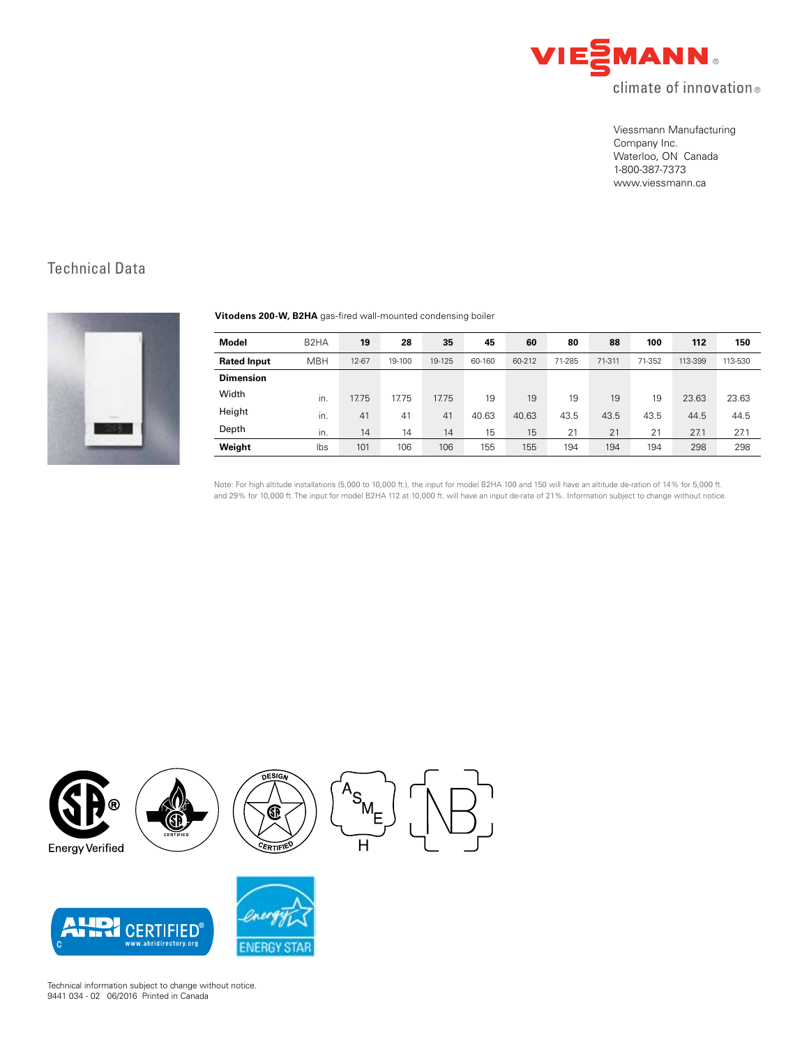Viessmann Manufacturing Company Inc.
Waterloo, ON Canada
1-800-387-7373
www.viessmann.ca

## Technical Data

**Vitodens 200-W, B2HA** gas-fired wall-mounted condensing boiler

| **Model** | B2HA | **19** | **28** | **35** | **45** | **60** | **80** | **88** | **100** | **112** | **150** |
|---|---|---|---|---|---|---|---|---|---|---|---|
| **Rated Input** | MBH | 12-67 | 19-100 | 19-125 | 60-160 | 60-212 | 71-285 | 71-311 | 71-352 | 113-399 | 113-530 |
| **Dimension** | | | | | | | | | | | |
| Width | in. | 17.75 | 17.75 | 17.75 | 19 | 19 | 19 | 19 | 19 | 23.63 | 23.63 |
| Height | in. | 41 | 41 | 41 | 40.63 | 40.63 | 43.5 | 43.5 | 43.5 | 44.5 | 44.5 |
| Depth | in. | 14 | 14 | 14 | 15 | 15 | 21 | 21 | 21 | 27.1 | 27.1 |
| **Weight** | lbs | 101 | 106 | 106 | 155 | 155 | 194 | 194 | 194 | 298 | 298 |

Note: For high altitude installations (5,000 to 10,000 ft.), the input for model B2HA 100 and 150 will have an altitude de-ration of 14% for 5,000 ft. and 29% for 10,000 ft. The input for model B2HA 112 at 10,000 ft. will have an input de-rate of 21%. Information subject to change without notice.

Energy Verified

Technical information subject to change without notice.
9441 034 - 02 06/2016 Printed in Canada